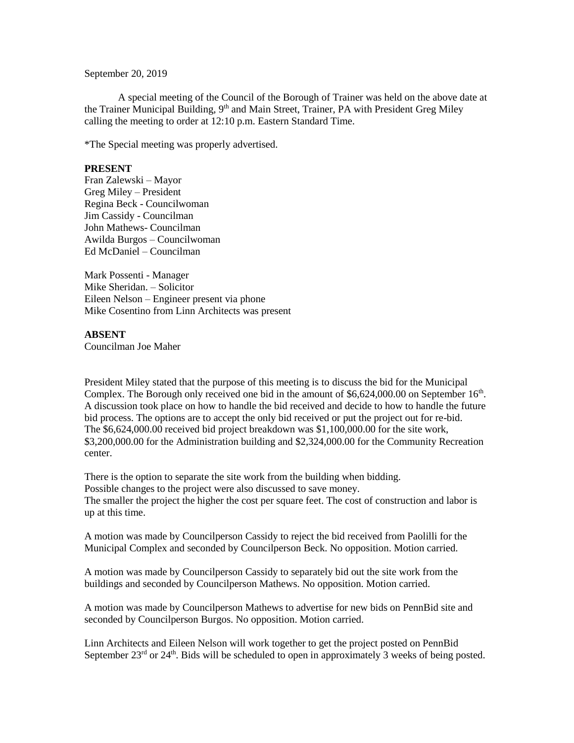September 20, 2019

A special meeting of the Council of the Borough of Trainer was held on the above date at the Trainer Municipal Building, 9th and Main Street, Trainer, PA with President Greg Miley calling the meeting to order at 12:10 p.m. Eastern Standard Time.

*The Special meeting was properly advertised.

**PRESENT**

Fran Zalewski – Mayor
Greg Miley – President
Regina Beck - Councilwoman
Jim Cassidy - Councilman
John Mathews- Councilman
Awilda Burgos – Councilwoman
Ed McDaniel – Councilman

Mark Possenti - Manager
Mike Sheridan. – Solicitor
Eileen Nelson – Engineer present via phone
Mike Cosentino from Linn Architects was present

**ABSENT**

Councilman Joe Maher

President Miley stated that the purpose of this meeting is to discuss the bid for the Municipal Complex. The Borough only received one bid in the amount of $6,624,000.00 on September 16th. A discussion took place on how to handle the bid received and decide to how to handle the future bid process. The options are to accept the only bid received or put the project out for re-bid. The $6,624,000.00 received bid project breakdown was $1,100,000.00 for the site work, $3,200,000.00 for the Administration building and $2,324,000.00 for the Community Recreation center.

There is the option to separate the site work from the building when bidding.
Possible changes to the project were also discussed to save money.
The smaller the project the higher the cost per square feet. The cost of construction and labor is up at this time.

A motion was made by Councilperson Cassidy to reject the bid received from Paolilli for the Municipal Complex and seconded by Councilperson Beck. No opposition. Motion carried.

A motion was made by Councilperson Cassidy to separately bid out the site work from the buildings and seconded by Councilperson Mathews. No opposition. Motion carried.

A motion was made by Councilperson Mathews to advertise for new bids on PennBid site and seconded by Councilperson Burgos. No opposition. Motion carried.

Linn Architects and Eileen Nelson will work together to get the project posted on PennBid September 23rd or 24th. Bids will be scheduled to open in approximately 3 weeks of being posted.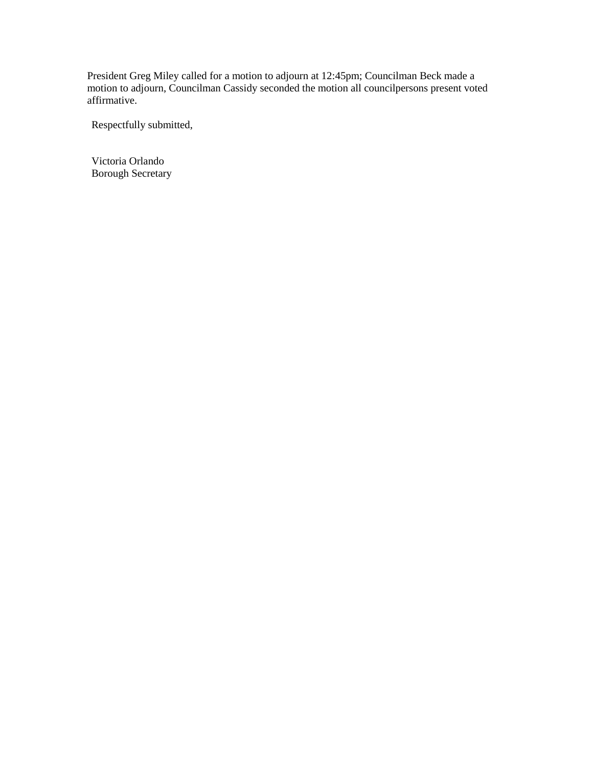President Greg Miley called for a motion to adjourn at 12:45pm; Councilman Beck made a motion to adjourn, Councilman Cassidy seconded the motion all councilpersons present voted affirmative.

Respectfully submitted,

Victoria Orlando
Borough Secretary